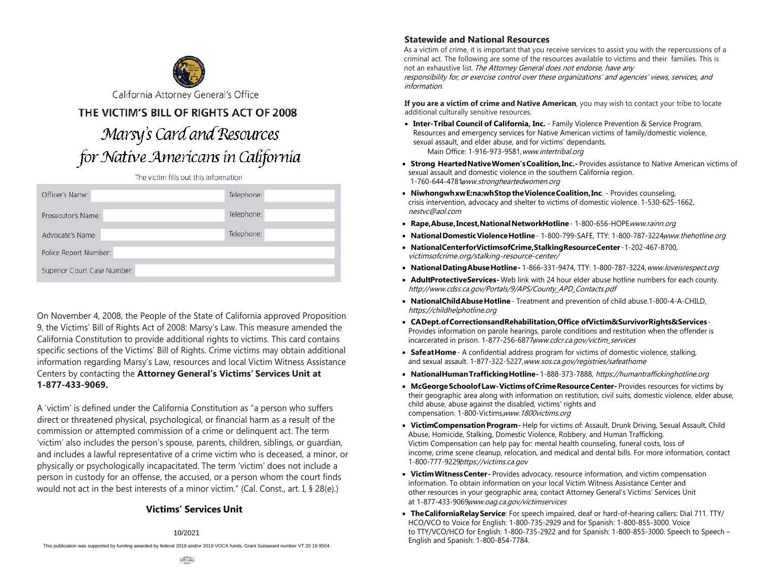California Attorney General's Office

# THE VICTIM'S BILL OF RIGHTS ACT OF 2008

## Marsy's Card and Resources for Native Americans in California

The victim fills out this information

| | | | |
|---|---|---|---|
| Officer's Name: | | Telephone: | |
| Prosecutor's Name: | | Telephone: | |
| Advocate's Name: | | Telephone: | |
| Police Report Number: | | | |
| Superior Court Case Number: | | | |

On November 4, 2008, the People of the State of California approved Proposition 9, the Victims' Bill of Rights Act of 2008: Marsy's Law. This measure amended the California Constitution to provide additional rights to victims. This card contains specific sections of the Victims' Bill of Rights. Crime victims may obtain additional information regarding Marsy's Law, resources and local Victim Witness Assistance Centers by contacting the **Attorney General's Victims' Services Unit at 1-877-433-9069.**

A 'victim' is defined under the California Constitution as "a person who suffers direct or threatened physical, psychological, or financial harm as a result of the commission or attempted commission of a crime or delinquent act. The term 'victim' also includes the person's spouse, parents, children, siblings, or guardian, and includes a lawful representative of a crime victim who is deceased, a minor, or physically or psychologically incapacitated. The term 'victim' does not include a person in custody for an offense, the accused, or a person whom the court finds would not act in the best interests of a minor victim." (Cal. Const., art. I, § 28(e).)

**Victims' Services Unit**

10/2021

This publication was supported by funding awarded by federal 2018 and/or 2019 VOCA funds, Grant Subaward number VT 20 19 9504.

## Statewide and National Resources

As a victim of crime, it is important that you receive services to assist you with the repercussions of a criminal act. The following are some of the resources available to victims and their families. This is not an exhaustive list. *The Attorney General does not endorse, have any responsibility for, or exercise control over these organizations' and agencies' views, services, and information.*

**If you are a victim of crime and Native American**, you may wish to contact your tribe to locate additional culturally sensitive resources.

- **Inter-Tribal Council of California, Inc.** - Family Violence Prevention & Service Program. Resources and emergency services for Native American victims of family/domestic violence, sexual assault, and elder abuse, and for victims' dependants. Main Office: 1-916-973-9581, *www.intertribal.org*
- **Strong Hearted Native Women's Coalition, Inc.** - Provides assistance to Native American victims of sexual assault and domestic violence in the southern California region. 1-760-644-4781, *www.strongheartedwomen.org*
- **Niwhongwh xw E:na:wh Stop the Violence Coalition, Inc.** - Provides counseling, crisis intervention, advocacy and shelter to victims of domestic violence. 1-530-625-1662, *nestvc@aol.com*
- **Rape, Abuse, Incest, National Network Hotline** - 1-800-656-HOPE *www.rainn.org*
- **National Domestic Violence Hotline** - 1-800-799-SAFE, TTY: 1-800-787-3224 *www.thehotline.org*
- **National Center for Victims of Crime, Stalking Resource Center** - 1-202-467-8700, *victimsofcrime.org/stalking-resource-center/*
- **National Dating Abuse Hotline** - 1-866-331-9474, TTY: 1-800-787-3224, *www.loveisrespect.org*
- **Adult Protective Services** - Web link with 24 hour elder abuse hotline numbers for each county. *http://www.cdss.ca.gov/Portals/9/APS/County_APD_Contacts.pdf*
- **National Child Abuse Hotline** - Treatment and prevention of child abuse. 1-800-4-A-CHILD, *https://childhelphotline.org*
- **CA Dept. of Corrections and Rehabilitation, Office of Victim & Survivor Rights & Services** - Provides information on parole hearings, parole conditions and restitution when the offender is incarcerated in prison. 1-877-256-6877, *www.cdcr.ca.gov/victim_services*
- **Safe at Home** - A confidential address program for victims of domestic violence, stalking, and sexual assault. 1-877-322-5227, *www.sos.ca.gov/registries/safeathome*
- **National Human Trafficking Hotline** - 1-888-373-7888, *https://humantraffickinghotline.org*
- **McGeorge School of Law - Victims of Crime Resource Center** - Provides resources for victims by their geographic area along with information on restitution, civil suits, domestic violence, elder abuse, child abuse, abuse against the disabled, victims' rights and compensation. 1-800-Victims, *www.1800victims.org*
- **Victim Compensation Program** - Help for victims of: Assault, Drunk Driving, Sexual Assault, Child Abuse, Homicide, Stalking, Domestic Violence, Robbery, and Human Trafficking. Victim Compensation can help pay for: mental health counseling, funeral costs, loss of income, crime scene cleanup, relocation, and medical and dental bills. For more information, contact 1-800-777-9229, *https://victims.ca.gov*
- **Victim Witness Center** - Provides advocacy, resource information, and victim compensation information. To obtain information on your local Victim Witness Assistance Center and other resources in your geographic area, contact Attorney General's Victims' Services Unit at 1-877-433-9069, *www.oag.ca.gov/victimservices*
- **The California Relay Service**: For speech impaired, deaf or hard-of-hearing callers: Dial 711. TTY/HCO/VCO to Voice for English: 1-800-735-2929 and for Spanish: 1-800-855-3000. Voice to TTY/VCO/HCO for English: 1-800-735-2922 and for Spanish: 1-800-855-3000. Speech to Speech – English and Spanish: 1-800-854-7784.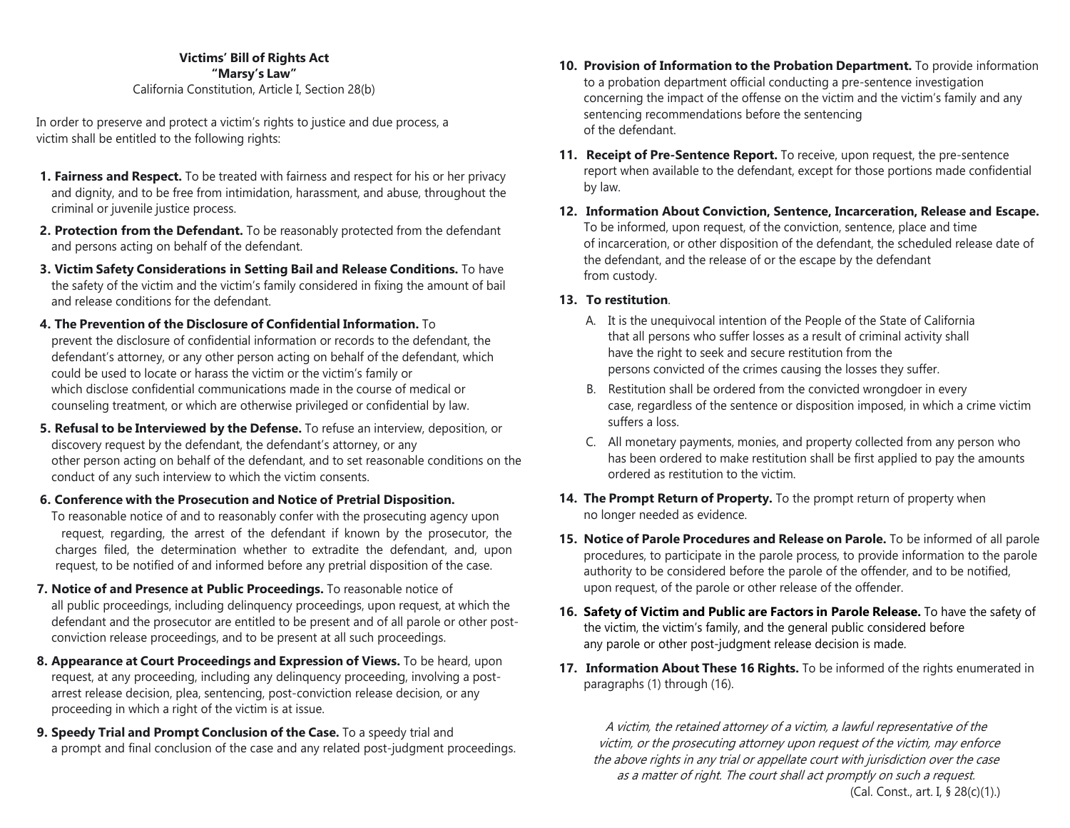**Victims' Bill of Rights Act**
**"Marsy's Law"**
California Constitution, Article I, Section 28(b)

In order to preserve and protect a victim's rights to justice and due process, a victim shall be entitled to the following rights:

1. **Fairness and Respect.** To be treated with fairness and respect for his or her privacy and dignity, and to be free from intimidation, harassment, and abuse, throughout the criminal or juvenile justice process.
2. **Protection from the Defendant.** To be reasonably protected from the defendant and persons acting on behalf of the defendant.
3. **Victim Safety Considerations in Setting Bail and Release Conditions.** To have the safety of the victim and the victim's family considered in fixing the amount of bail and release conditions for the defendant.
4. **The Prevention of the Disclosure of Confidential Information.** To prevent the disclosure of confidential information or records to the defendant, the defendant's attorney, or any other person acting on behalf of the defendant, which could be used to locate or harass the victim or the victim's family or which disclose confidential communications made in the course of medical or counseling treatment, or which are otherwise privileged or confidential by law.
5. **Refusal to be Interviewed by the Defense.** To refuse an interview, deposition, or discovery request by the defendant, the defendant's attorney, or any other person acting on behalf of the defendant, and to set reasonable conditions on the conduct of any such interview to which the victim consents.
6. **Conference with the Prosecution and Notice of Pretrial Disposition.** To reasonable notice of and to reasonably confer with the prosecuting agency upon request, regarding, the arrest of the defendant if known by the prosecutor, the charges filed, the determination whether to extradite the defendant, and, upon request, to be notified of and informed before any pretrial disposition of the case.
7. **Notice of and Presence at Public Proceedings.** To reasonable notice of all public proceedings, including delinquency proceedings, upon request, at which the defendant and the prosecutor are entitled to be present and of all parole or other post-conviction release proceedings, and to be present at all such proceedings.
8. **Appearance at Court Proceedings and Expression of Views.** To be heard, upon request, at any proceeding, including any delinquency proceeding, involving a post-arrest release decision, plea, sentencing, post-conviction release decision, or any proceeding in which a right of the victim is at issue.
9. **Speedy Trial and Prompt Conclusion of the Case.** To a speedy trial and a prompt and final conclusion of the case and any related post-judgment proceedings.
10. **Provision of Information to the Probation Department.** To provide information to a probation department official conducting a pre-sentence investigation concerning the impact of the offense on the victim and the victim's family and any sentencing recommendations before the sentencing of the defendant.
11. **Receipt of Pre-Sentence Report.** To receive, upon request, the pre-sentence report when available to the defendant, except for those portions made confidential by law.
12. **Information About Conviction, Sentence, Incarceration, Release and Escape.** To be informed, upon request, of the conviction, sentence, place and time of incarceration, or other disposition of the defendant, the scheduled release date of the defendant, and the release of or the escape by the defendant from custody.
13. **To restitution**.
    A. It is the unequivocal intention of the People of the State of California that all persons who suffer losses as a result of criminal activity shall have the right to seek and secure restitution from the persons convicted of the crimes causing the losses they suffer.
    B. Restitution shall be ordered from the convicted wrongdoer in every case, regardless of the sentence or disposition imposed, in which a crime victim suffers a loss.
    C. All monetary payments, monies, and property collected from any person who has been ordered to make restitution shall be first applied to pay the amounts ordered as restitution to the victim.
14. **The Prompt Return of Property.** To the prompt return of property when no longer needed as evidence.
15. **Notice of Parole Procedures and Release on Parole.** To be informed of all parole procedures, to participate in the parole process, to provide information to the parole authority to be considered before the parole of the offender, and to be notified, upon request, of the parole or other release of the offender.
16. **Safety of Victim and Public are Factors in Parole Release.** To have the safety of the victim, the victim's family, and the general public considered before any parole or other post-judgment release decision is made.
17. **Information About These 16 Rights.** To be informed of the rights enumerated in paragraphs (1) through (16).

*A victim, the retained attorney of a victim, a lawful representative of the victim, or the prosecuting attorney upon request of the victim, may enforce the above rights in any trial or appellate court with jurisdiction over the case as a matter of right. The court shall act promptly on such a request.*
(Cal. Const., art. I, § 28(c)(1).)